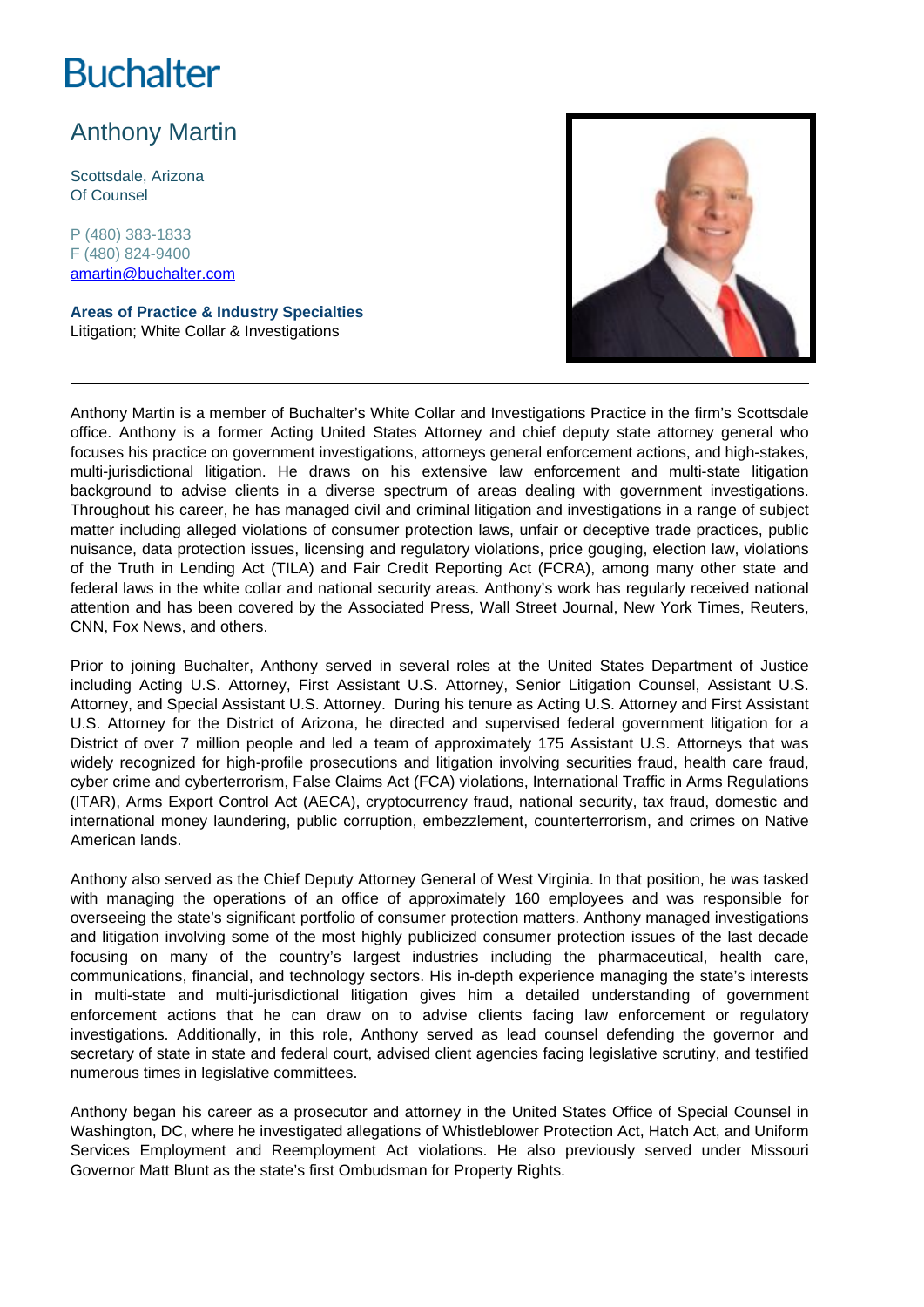# Buchalter

## Anthony Martin

Scottsdale, Arizona
Of Counsel

P (480) 383-1833
F (480) 824-9400
amartin@buchalter.com

**Areas of Practice & Industry Specialties**
Litigation; White Collar & Investigations

---

Anthony Martin is a member of Buchalter's White Collar and Investigations Practice in the firm's Scottsdale office. Anthony is a former Acting United States Attorney and chief deputy state attorney general who focuses his practice on government investigations, attorneys general enforcement actions, and high-stakes, multi-jurisdictional litigation. He draws on his extensive law enforcement and multi-state litigation background to advise clients in a diverse spectrum of areas dealing with government investigations. Throughout his career, he has managed civil and criminal litigation and investigations in a range of subject matter including alleged violations of consumer protection laws, unfair or deceptive trade practices, public nuisance, data protection issues, licensing and regulatory violations, price gouging, election law, violations of the Truth in Lending Act (TILA) and Fair Credit Reporting Act (FCRA), among many other state and federal laws in the white collar and national security areas. Anthony's work has regularly received national attention and has been covered by the Associated Press, Wall Street Journal, New York Times, Reuters, CNN, Fox News, and others.

Prior to joining Buchalter, Anthony served in several roles at the United States Department of Justice including Acting U.S. Attorney, First Assistant U.S. Attorney, Senior Litigation Counsel, Assistant U.S. Attorney, and Special Assistant U.S. Attorney. During his tenure as Acting U.S. Attorney and First Assistant U.S. Attorney for the District of Arizona, he directed and supervised federal government litigation for a District of over 7 million people and led a team of approximately 175 Assistant U.S. Attorneys that was widely recognized for high-profile prosecutions and litigation involving securities fraud, health care fraud, cyber crime and cyberterrorism, False Claims Act (FCA) violations, International Traffic in Arms Regulations (ITAR), Arms Export Control Act (AECA), cryptocurrency fraud, national security, tax fraud, domestic and international money laundering, public corruption, embezzlement, counterterrorism, and crimes on Native American lands.

Anthony also served as the Chief Deputy Attorney General of West Virginia. In that position, he was tasked with managing the operations of an office of approximately 160 employees and was responsible for overseeing the state's significant portfolio of consumer protection matters. Anthony managed investigations and litigation involving some of the most highly publicized consumer protection issues of the last decade focusing on many of the country's largest industries including the pharmaceutical, health care, communications, financial, and technology sectors. His in-depth experience managing the state's interests in multi-state and multi-jurisdictional litigation gives him a detailed understanding of government enforcement actions that he can draw on to advise clients facing law enforcement or regulatory investigations. Additionally, in this role, Anthony served as lead counsel defending the governor and secretary of state in state and federal court, advised client agencies facing legislative scrutiny, and testified numerous times in legislative committees.

Anthony began his career as a prosecutor and attorney in the United States Office of Special Counsel in Washington, DC, where he investigated allegations of Whistleblower Protection Act, Hatch Act, and Uniform Services Employment and Reemployment Act violations. He also previously served under Missouri Governor Matt Blunt as the state's first Ombudsman for Property Rights.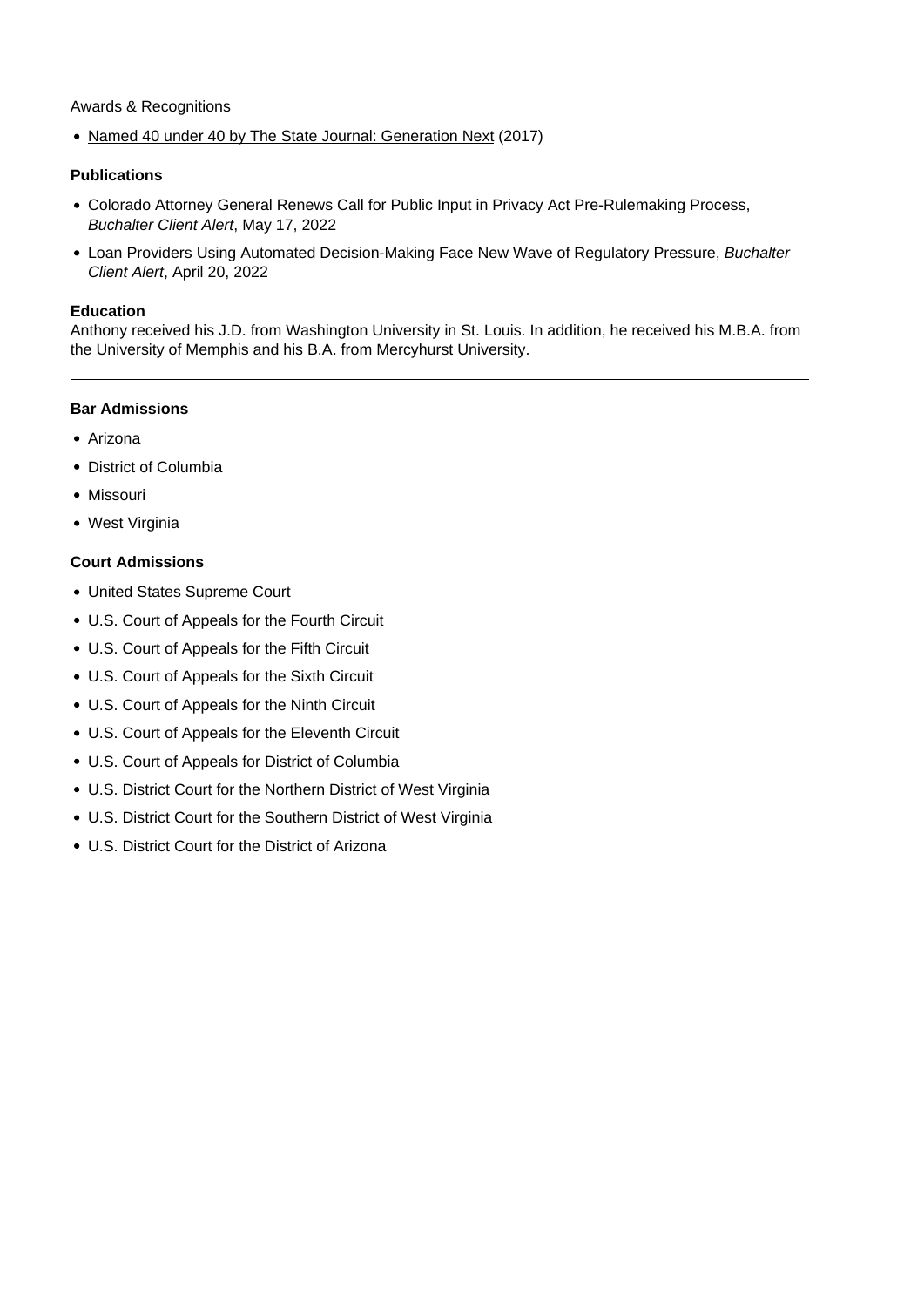Awards & Recognitions

- Named 40 under 40 by The State Journal: Generation Next (2017)

**Publications**

- Colorado Attorney General Renews Call for Public Input in Privacy Act Pre-Rulemaking Process, *Buchalter Client Alert*, May 17, 2022
- Loan Providers Using Automated Decision-Making Face New Wave of Regulatory Pressure, *Buchalter Client Alert*, April 20, 2022

**Education**

Anthony received his J.D. from Washington University in St. Louis. In addition, he received his M.B.A. from the University of Memphis and his B.A. from Mercyhurst University.

---

**Bar Admissions**

- Arizona
- District of Columbia
- Missouri
- West Virginia

**Court Admissions**

- United States Supreme Court
- U.S. Court of Appeals for the Fourth Circuit
- U.S. Court of Appeals for the Fifth Circuit
- U.S. Court of Appeals for the Sixth Circuit
- U.S. Court of Appeals for the Ninth Circuit
- U.S. Court of Appeals for the Eleventh Circuit
- U.S. Court of Appeals for District of Columbia
- U.S. District Court for the Northern District of West Virginia
- U.S. District Court for the Southern District of West Virginia
- U.S. District Court for the District of Arizona